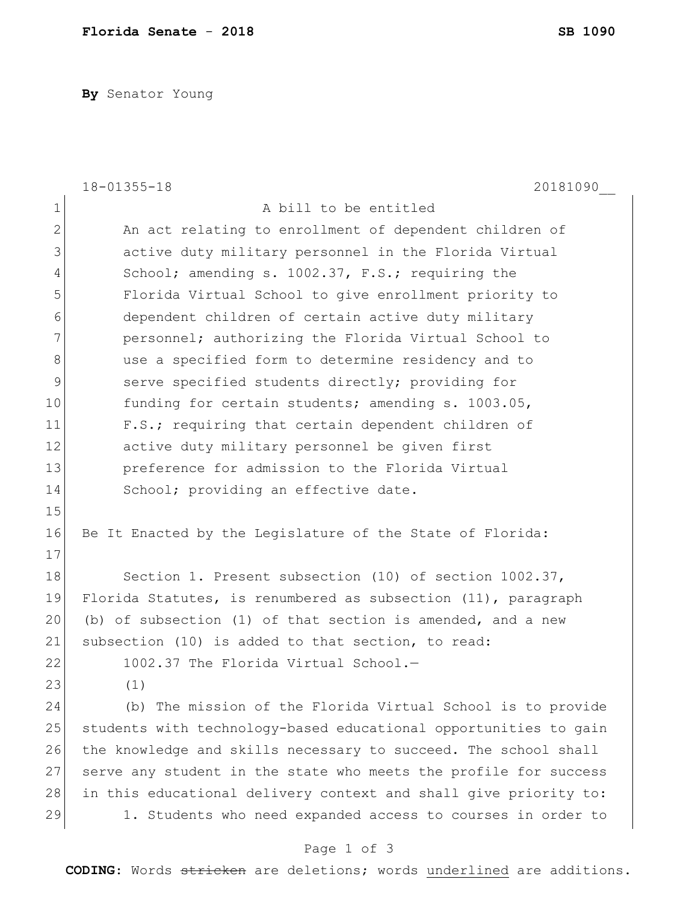**Florida Senate - 2018** **SB 1090**

**By** Senator Young

18-01355-18 20181090__

A bill to be entitled

An act relating to enrollment of dependent children of active duty military personnel in the Florida Virtual School; amending s. 1002.37, F.S.; requiring the Florida Virtual School to give enrollment priority to dependent children of certain active duty military personnel; authorizing the Florida Virtual School to use a specified form to determine residency and to serve specified students directly; providing for funding for certain students; amending s. 1003.05, F.S.; requiring that certain dependent children of active duty military personnel be given first preference for admission to the Florida Virtual School; providing an effective date.

Be It Enacted by the Legislature of the State of Florida:

Section 1. Present subsection (10) of section 1002.37, Florida Statutes, is renumbered as subsection (11), paragraph (b) of subsection (1) of that section is amended, and a new subsection (10) is added to that section, to read:

1002.37 The Florida Virtual School.—

(1)

(b) The mission of the Florida Virtual School is to provide students with technology-based educational opportunities to gain the knowledge and skills necessary to succeed. The school shall serve any student in the state who meets the profile for success in this educational delivery context and shall give priority to:

1. Students who need expanded access to courses in order to

**CODING:** Words ~~stricken~~ are deletions; words <u>underlined</u> are additions.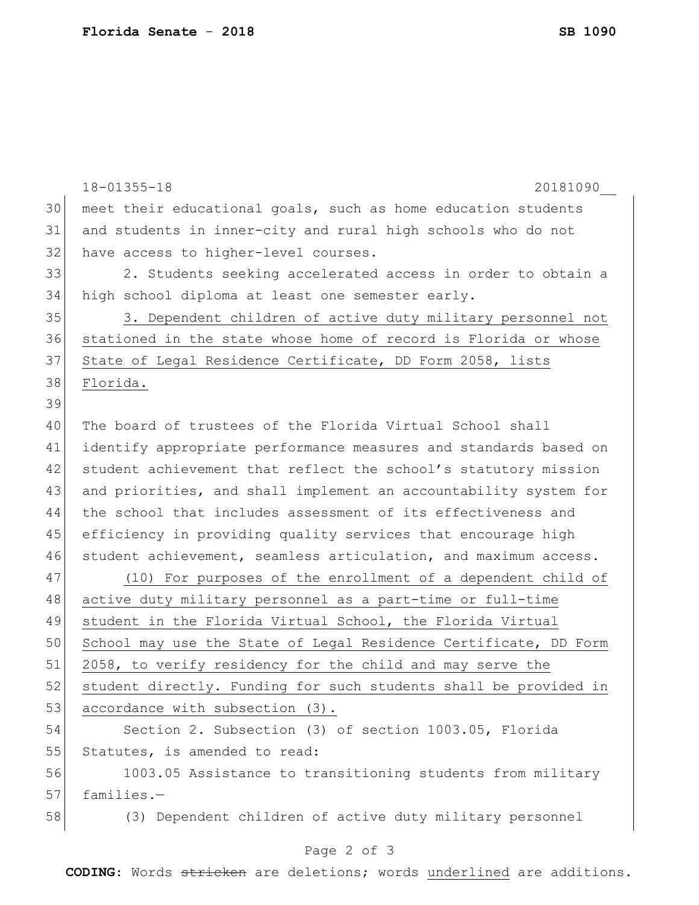meet their educational goals, such as home education students and students in inner-city and rural high schools who do not have access to higher-level courses.

2. Students seeking accelerated access in order to obtain a high school diploma at least one semester early.

<u>3. Dependent children of active duty military personnel not stationed in the state whose home of record is Florida or whose State of Legal Residence Certificate, DD Form 2058, lists Florida.</u>

The board of trustees of the Florida Virtual School shall identify appropriate performance measures and standards based on student achievement that reflect the school's statutory mission and priorities, and shall implement an accountability system for the school that includes assessment of its effectiveness and efficiency in providing quality services that encourage high student achievement, seamless articulation, and maximum access.

<u>(10) For purposes of the enrollment of a dependent child of active duty military personnel as a part-time or full-time student in the Florida Virtual School, the Florida Virtual School may use the State of Legal Residence Certificate, DD Form 2058, to verify residency for the child and may serve the student directly. Funding for such students shall be provided in accordance with subsection (3).</u>

Section 2. Subsection (3) of section 1003.05, Florida Statutes, is amended to read:

1003.05 Assistance to transitioning students from military families.—

(3) Dependent children of active duty military personnel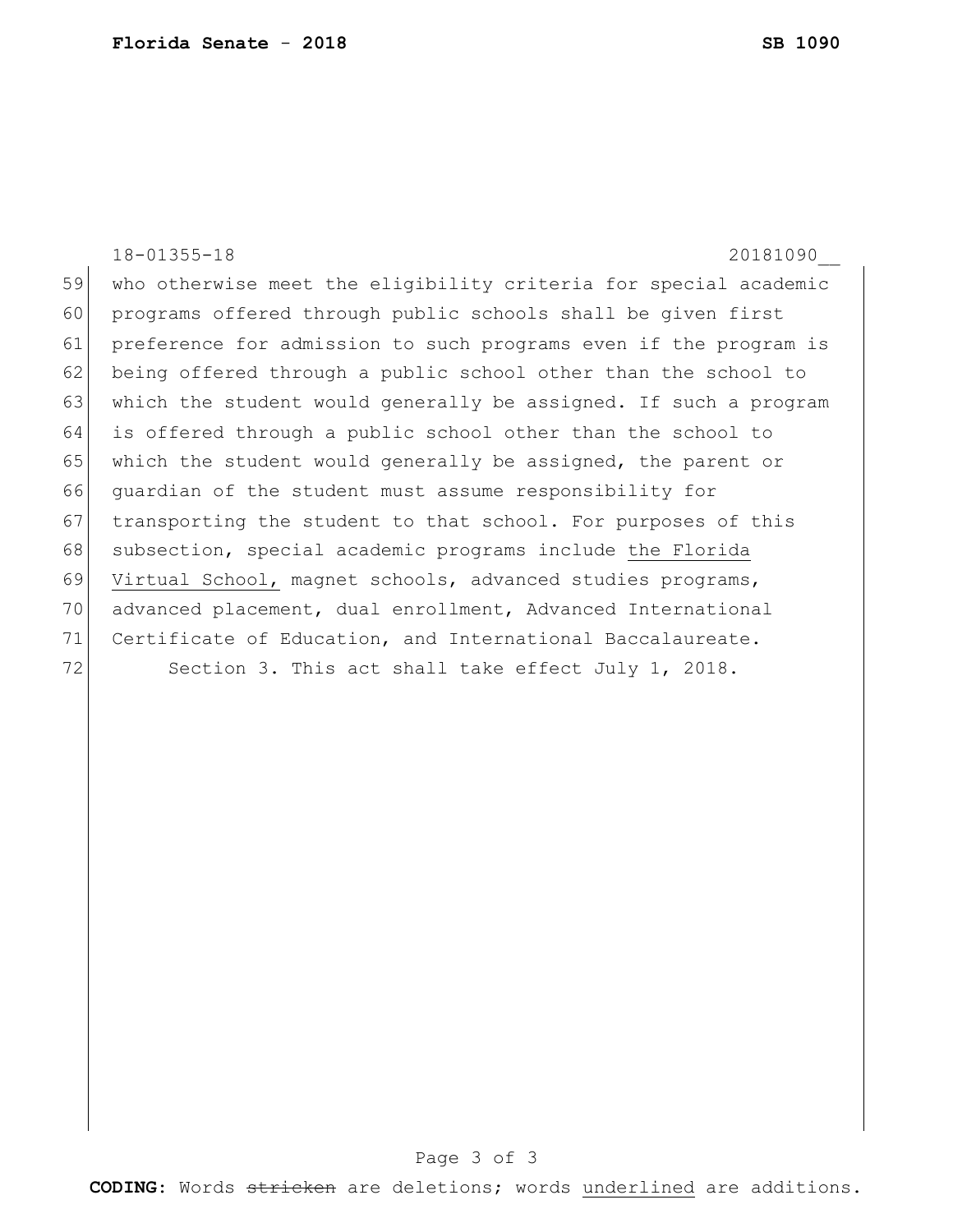59 who otherwise meet the eligibility criteria for special academic
60 programs offered through public schools shall be given first
61 preference for admission to such programs even if the program is
62 being offered through a public school other than the school to
63 which the student would generally be assigned. If such a program
64 is offered through a public school other than the school to
65 which the student would generally be assigned, the parent or
66 guardian of the student must assume responsibility for
67 transporting the student to that school. For purposes of this
68 subsection, special academic programs include <u>the Florida</u>
69 <u>Virtual School,</u> magnet schools, advanced studies programs,
70 advanced placement, dual enrollment, Advanced International
71 Certificate of Education, and International Baccalaureate.
72 Section 3. This act shall take effect July 1, 2018.

**CODING:** Words ~~stricken~~ are deletions; words <u>underlined</u> are additions.